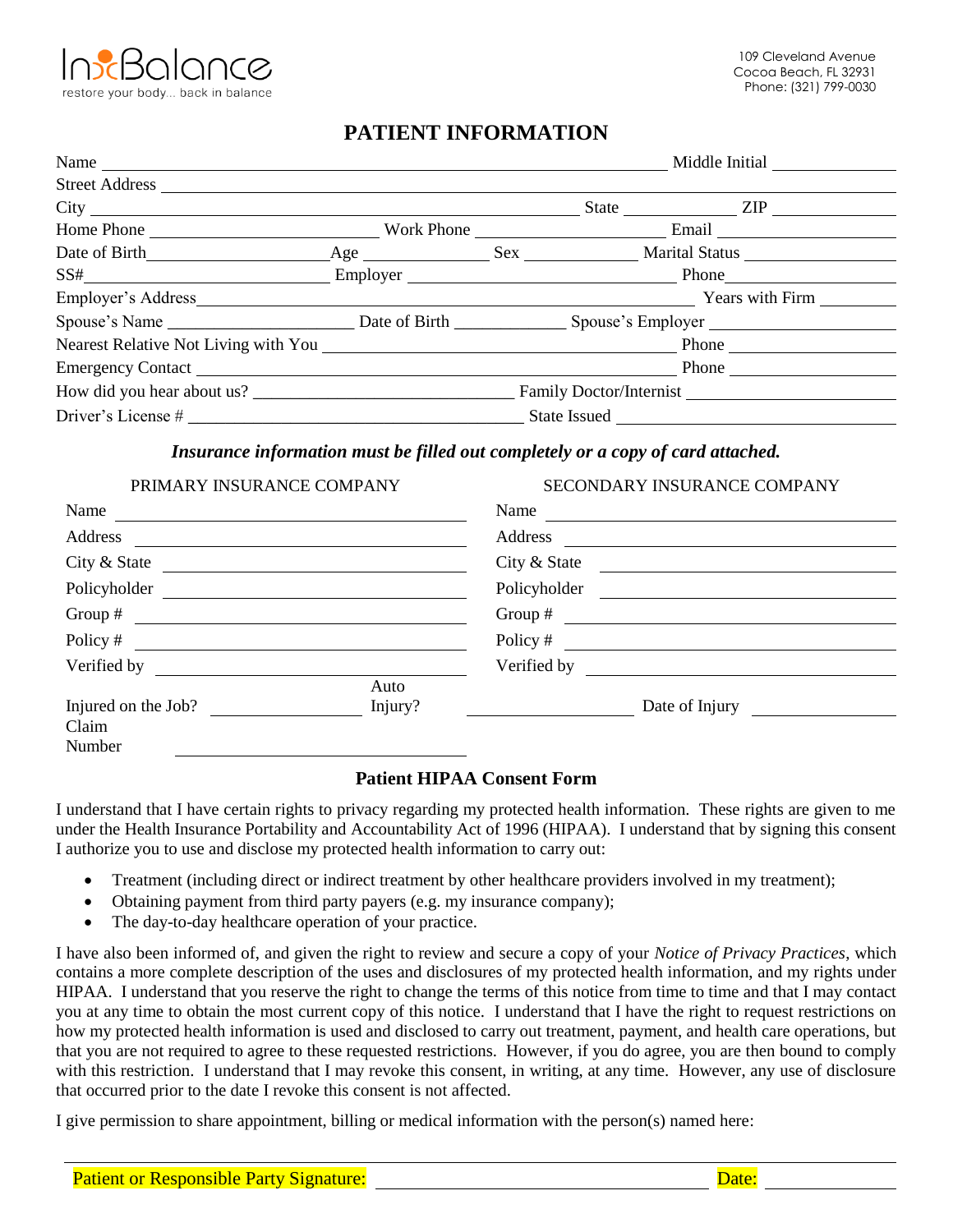InBalance
restore your body... back in balance

109 Cleveland Avenue
Cocoa Beach, FL 32931
Phone: (321) 799-0030

# PATIENT INFORMATION

Name ______________________________ Middle Initial __________

Street Address ______________________________

City ______________________________ State __________ ZIP __________

Home Phone __________ Work Phone __________ Email __________

Date of Birth __________ Age __________ Sex __________ Marital Status __________

SS# __________ Employer __________ Phone __________

Employer's Address ______________________________ Years with Firm __________

Spouse's Name __________ Date of Birth __________ Spouse's Employer __________

Nearest Relative Not Living with You ______________________________ Phone __________

Emergency Contact ______________________________ Phone __________

How did you hear about us? __________ Family Doctor/Internist __________

Driver's License # ______________________________ State Issued __________

***Insurance information must be filled out completely or a copy of card attached.***

| PRIMARY INSURANCE COMPANY | | SECONDARY INSURANCE COMPANY | |
|---|---|---|---|
| Name | | Name | |
| Address | | Address | |
| City & State | | City & State | |
| Policyholder | | Policyholder | |
| Group # | | Group # | |
| Policy # | | Policy # | |
| Verified by | | Verified by | |

Injured on the Job? __________ Auto Injury? __________ Date of Injury __________

Claim Number __________

## Patient HIPAA Consent Form

I understand that I have certain rights to privacy regarding my protected health information. These rights are given to me under the Health Insurance Portability and Accountability Act of 1996 (HIPAA). I understand that by signing this consent I authorize you to use and disclose my protected health information to carry out:

- Treatment (including direct or indirect treatment by other healthcare providers involved in my treatment);
- Obtaining payment from third party payers (e.g. my insurance company);
- The day-to-day healthcare operation of your practice.

I have also been informed of, and given the right to review and secure a copy of your *Notice of Privacy Practices*, which contains a more complete description of the uses and disclosures of my protected health information, and my rights under HIPAA. I understand that you reserve the right to change the terms of this notice from time to time and that I may contact you at any time to obtain the most current copy of this notice. I understand that I have the right to request restrictions on how my protected health information is used and disclosed to carry out treatment, payment, and health care operations, but that you are not required to agree to these requested restrictions. However, if you do agree, you are then bound to comply with this restriction. I understand that I may revoke this consent, in writing, at any time. However, any use of disclosure that occurred prior to the date I revoke this consent is not affected.

I give permission to share appointment, billing or medical information with the person(s) named here:

______________________________

Patient or Responsible Party Signature: ______________________________ Date: __________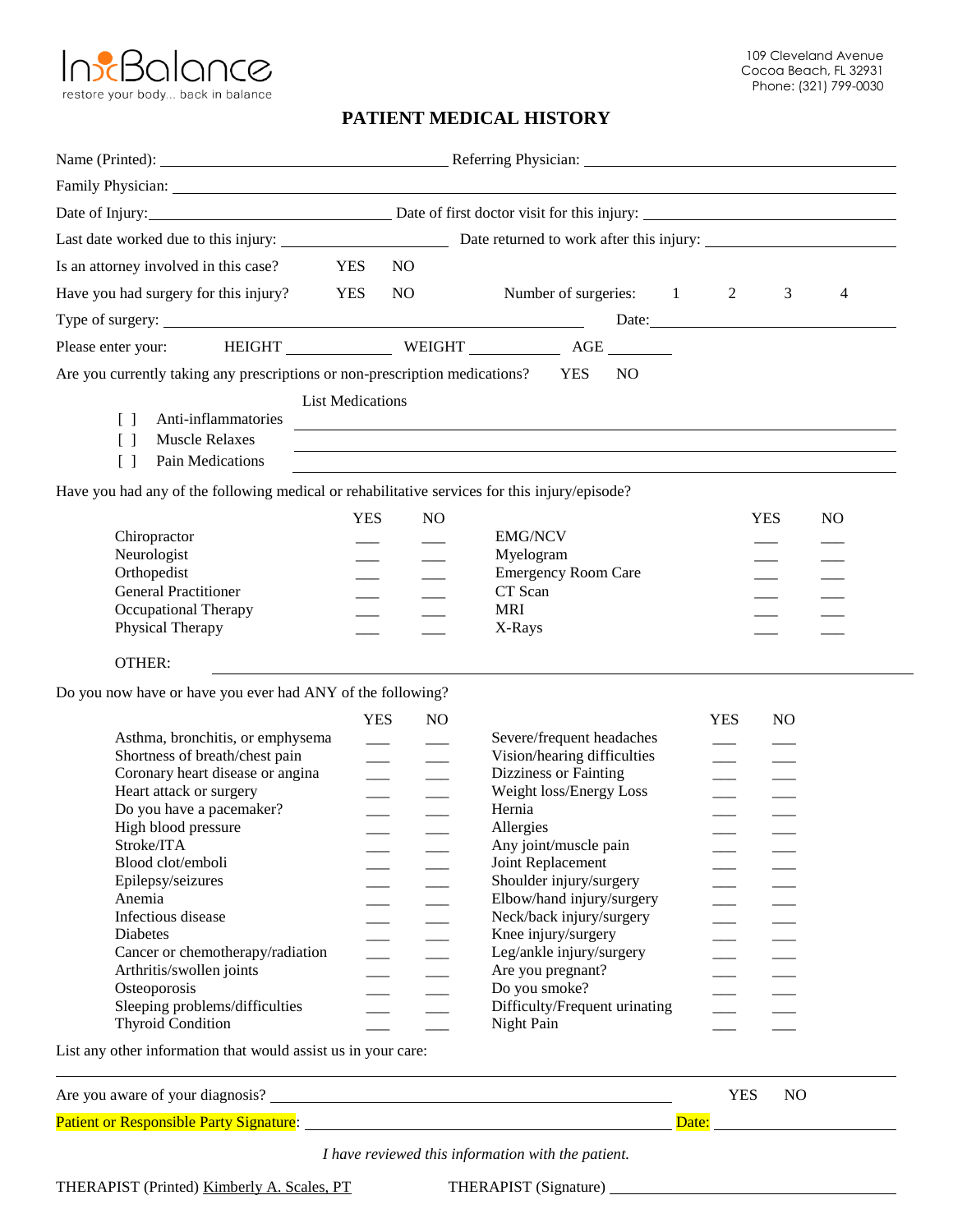InBalance
restore your body... back in balance

109 Cleveland Avenue
Cocoa Beach, FL 32931
Phone: (321) 799-0030

# PATIENT MEDICAL HISTORY

Name (Printed): ______________________ Referring Physician: ______________________

Family Physician: ______________________________________________

Date of Injury: ______________________ Date of first doctor visit for this injury: ______________________

Last date worked due to this injury: ______________ Date returned to work after this injury: ______________

Is an attorney involved in this case? YES NO

Have you had surgery for this injury? YES NO Number of surgeries: 1 2 3 4

Type of surgery: ______________________________________ Date: ______________

Please enter your: HEIGHT __________ WEIGHT __________ AGE ______

Are you currently taking any prescriptions or non-prescription medications? YES NO

List Medications

- [ ] Anti-inflammatories ______________________________________
- [ ] Muscle Relaxes ______________________________________
- [ ] Pain Medications ______________________________________

Have you had any of the following medical or rehabilitative services for this injury/episode?

| | YES | NO | | YES | NO |
|---|---|---|---|---|---|
| Chiropractor | ___ | ___ | EMG/NCV | ___ | ___ |
| Neurologist | ___ | ___ | Myelogram | ___ | ___ |
| Orthopedist | ___ | ___ | Emergency Room Care | ___ | ___ |
| General Practitioner | ___ | ___ | CT Scan | ___ | ___ |
| Occupational Therapy | ___ | ___ | MRI | ___ | ___ |
| Physical Therapy | ___ | ___ | X-Rays | ___ | ___ |

OTHER: ______________________________________________

Do you now have or have you ever had ANY of the following?

| | YES | NO | | YES | NO |
|---|---|---|---|---|---|
| Asthma, bronchitis, or emphysema | ___ | ___ | Severe/frequent headaches | ___ | ___ |
| Shortness of breath/chest pain | ___ | ___ | Vision/hearing difficulties | ___ | ___ |
| Coronary heart disease or angina | ___ | ___ | Dizziness or Fainting | ___ | ___ |
| Heart attack or surgery | ___ | ___ | Weight loss/Energy Loss | ___ | ___ |
| Do you have a pacemaker? | ___ | ___ | Hernia | ___ | ___ |
| High blood pressure | ___ | ___ | Allergies | ___ | ___ |
| Stroke/ITA | ___ | ___ | Any joint/muscle pain | ___ | ___ |
| Blood clot/emboli | ___ | ___ | Joint Replacement | ___ | ___ |
| Epilepsy/seizures | ___ | ___ | Shoulder injury/surgery | ___ | ___ |
| Anemia | ___ | ___ | Elbow/hand injury/surgery | ___ | ___ |
| Infectious disease | ___ | ___ | Neck/back injury/surgery | ___ | ___ |
| Diabetes | ___ | ___ | Knee injury/surgery | ___ | ___ |
| Cancer or chemotherapy/radiation | ___ | ___ | Leg/ankle injury/surgery | ___ | ___ |
| Arthritis/swollen joints | ___ | ___ | Are you pregnant? | ___ | ___ |
| Osteoporosis | ___ | ___ | Do you smoke? | ___ | ___ |
| Sleeping problems/difficulties | ___ | ___ | Difficulty/Frequent urinating | ___ | ___ |
| Thyroid Condition | ___ | ___ | Night Pain | ___ | ___ |

List any other information that would assist us in your care:

______________________________________________

Are you aware of your diagnosis? ______________________________ YES NO

Patient or Responsible Party Signature: ______________________________ Date: ______________

*I have reviewed this information with the patient.*

THERAPIST (Printed) Kimberly A. Scales, PT THERAPIST (Signature) ______________________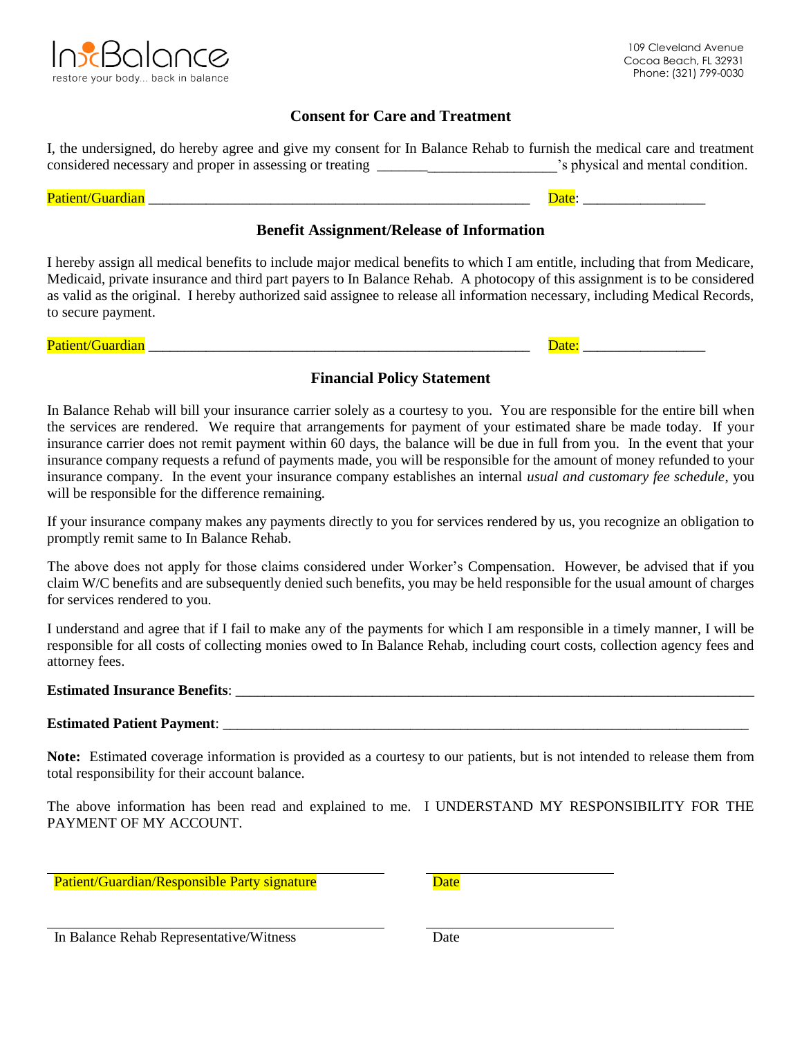In Balance

restore your body... back in balance

109 Cleveland Avenue
Cocoa Beach, FL 32931
Phone: (321) 799-0030

## Consent for Care and Treatment

I, the undersigned, do hereby agree and give my consent for In Balance Rehab to furnish the medical care and treatment considered necessary and proper in assessing or treating _________________________'s physical and mental condition.

Patient/Guardian ______________________________________________________ Date: ________________

## Benefit Assignment/Release of Information

I hereby assign all medical benefits to include major medical benefits to which I am entitle, including that from Medicare, Medicaid, private insurance and third part payers to In Balance Rehab. A photocopy of this assignment is to be considered as valid as the original. I hereby authorized said assignee to release all information necessary, including Medical Records, to secure payment.

Patient/Guardian ______________________________________________________ Date: ________________

## Financial Policy Statement

In Balance Rehab will bill your insurance carrier solely as a courtesy to you. You are responsible for the entire bill when the services are rendered. We require that arrangements for payment of your estimated share be made today. If your insurance carrier does not remit payment within 60 days, the balance will be due in full from you. In the event that your insurance company requests a refund of payments made, you will be responsible for the amount of money refunded to your insurance company. In the event your insurance company establishes an internal *usual and customary fee schedule*, you will be responsible for the difference remaining.

If your insurance company makes any payments directly to you for services rendered by us, you recognize an obligation to promptly remit same to In Balance Rehab.

The above does not apply for those claims considered under Worker's Compensation. However, be advised that if you claim W/C benefits and are subsequently denied such benefits, you may be held responsible for the usual amount of charges for services rendered to you.

I understand and agree that if I fail to make any of the payments for which I am responsible in a timely manner, I will be responsible for all costs of collecting monies owed to In Balance Rehab, including court costs, collection agency fees and attorney fees.

**Estimated Insurance Benefits**: ___________________________________________________________________________

**Estimated Patient Payment**: _____________________________________________________________________________

**Note:** Estimated coverage information is provided as a courtesy to our patients, but is not intended to release them from total responsibility for their account balance.

The above information has been read and explained to me. I UNDERSTAND MY RESPONSIBILITY FOR THE PAYMENT OF MY ACCOUNT.

_____________________________________________ _________________________

Patient/Guardian/Responsible Party signature Date

_____________________________________________ _________________________

In Balance Rehab Representative/Witness Date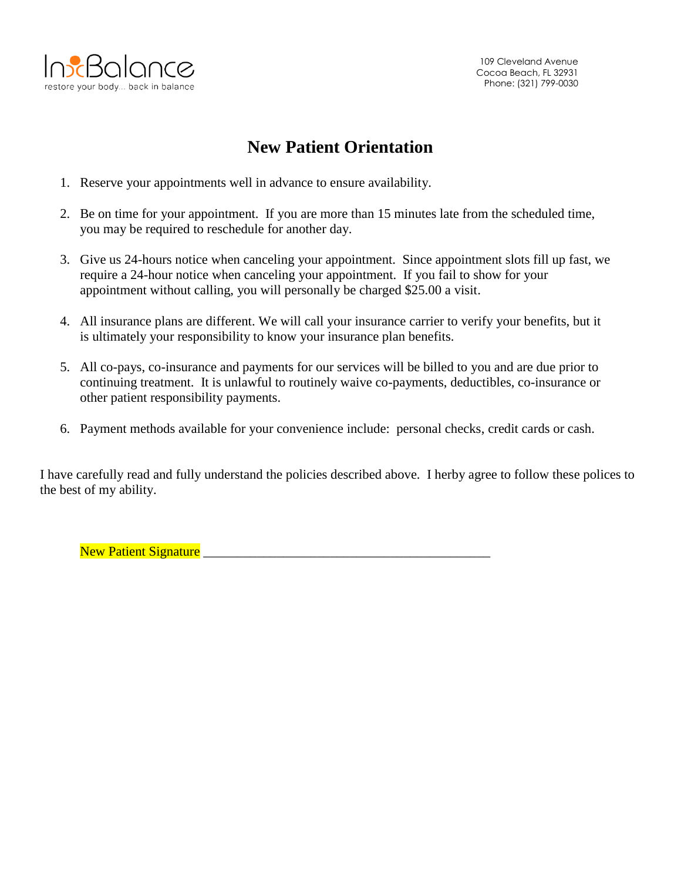InBalance
restore your body... back in balance

109 Cleveland Avenue
Cocoa Beach, FL 32931
Phone: (321) 799-0030

# New Patient Orientation

1. Reserve your appointments well in advance to ensure availability.

2. Be on time for your appointment. If you are more than 15 minutes late from the scheduled time, you may be required to reschedule for another day.

3. Give us 24-hours notice when canceling your appointment. Since appointment slots fill up fast, we require a 24-hour notice when canceling your appointment. If you fail to show for your appointment without calling, you will personally be charged $25.00 a visit.

4. All insurance plans are different. We will call your insurance carrier to verify your benefits, but it is ultimately your responsibility to know your insurance plan benefits.

5. All co-pays, co-insurance and payments for our services will be billed to you and are due prior to continuing treatment. It is unlawful to routinely waive co-payments, deductibles, co-insurance or other patient responsibility payments.

6. Payment methods available for your convenience include: personal checks, credit cards or cash.

I have carefully read and fully understand the policies described above. I herby agree to follow these polices to the best of my ability.

New Patient Signature ___________________________________________